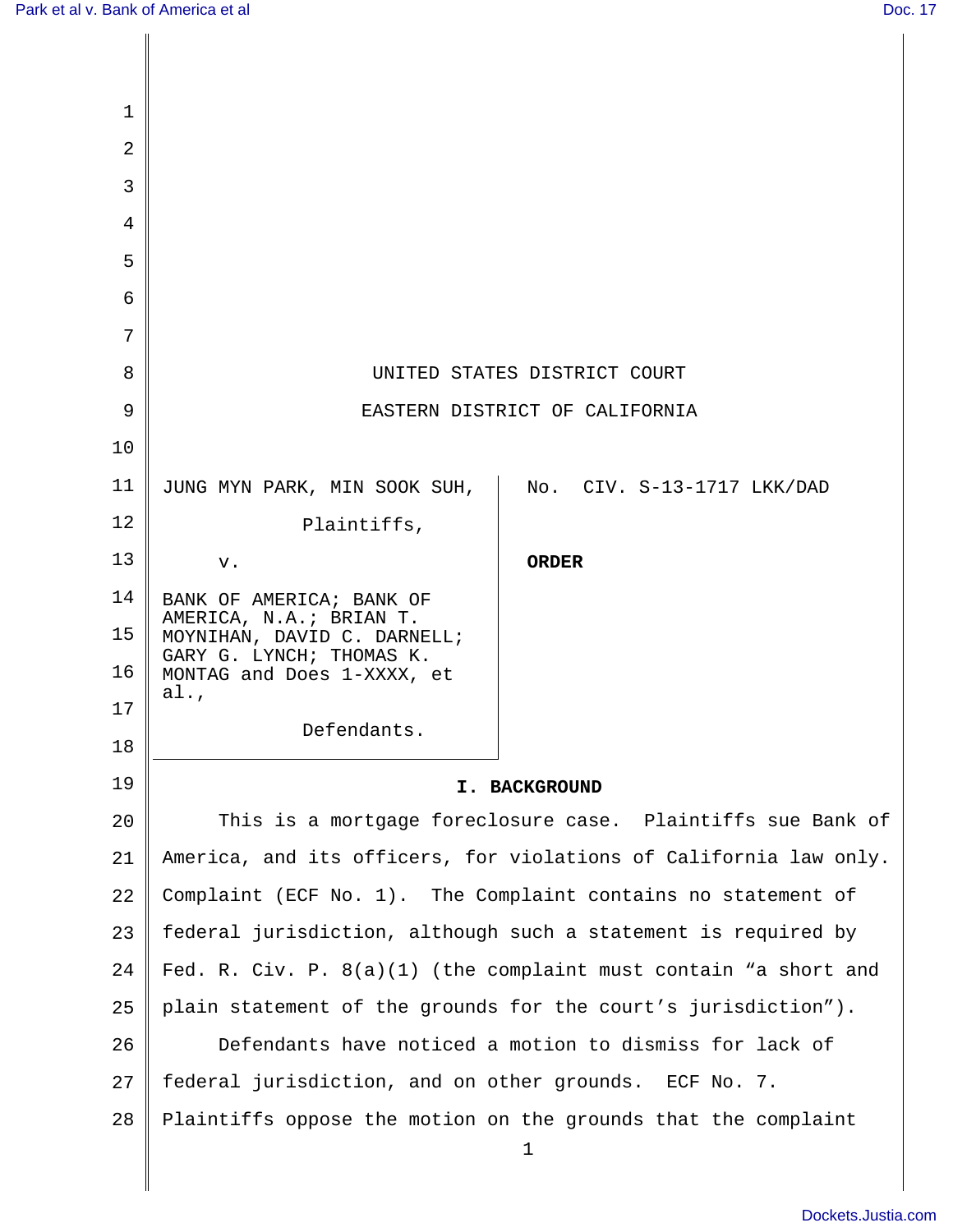UNITED STATES DISTRICT COURT

EASTERN DISTRICT OF CALIFORNIA

JUNG MYN PARK, MIN SOOK SUH,

Plaintiffs,

v.

BANK OF AMERICA; BANK OF AMERICA, N.A.; BRIAN T. MOYNIHAN, DAVID C. DARNELL; GARY G. LYNCH; THOMAS K. MONTAG and Does 1-XXXX, et al.,

Defendants.

No. CIV. S-13-1717 LKK/DAD

**ORDER**

## I. BACKGROUND

This is a mortgage foreclosure case. Plaintiffs sue Bank of America, and its officers, for violations of California law only. Complaint (ECF No. 1). The Complaint contains no statement of federal jurisdiction, although such a statement is required by Fed. R. Civ. P. 8(a)(1) (the complaint must contain "a short and plain statement of the grounds for the court's jurisdiction").

Defendants have noticed a motion to dismiss for lack of federal jurisdiction, and on other grounds. ECF No. 7. Plaintiffs oppose the motion on the grounds that the complaint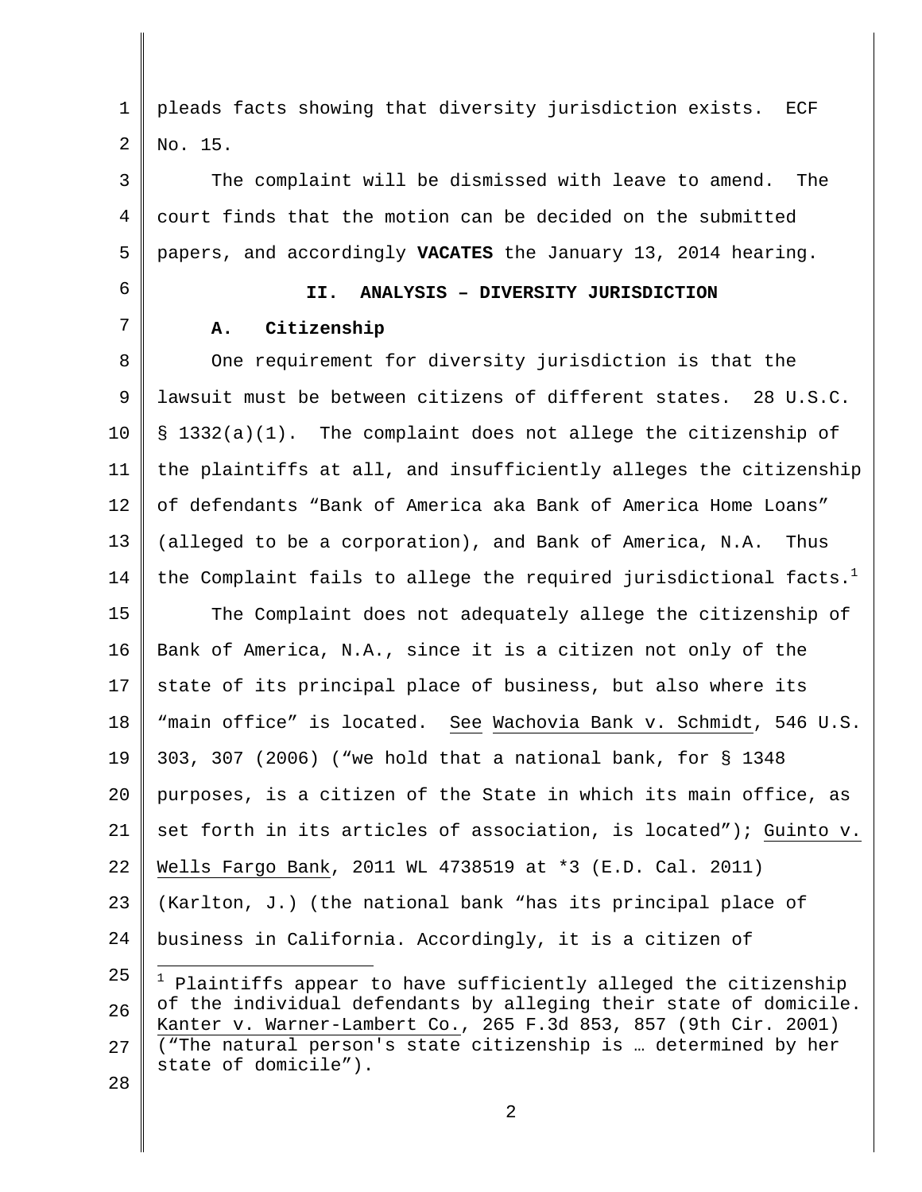pleads facts showing that diversity jurisdiction exists. ECF No. 15.

The complaint will be dismissed with leave to amend. The court finds that the motion can be decided on the submitted papers, and accordingly **VACATES** the January 13, 2014 hearing.

## II. ANALYSIS – DIVERSITY JURISDICTION

### A. Citizenship

One requirement for diversity jurisdiction is that the lawsuit must be between citizens of different states. 28 U.S.C. § 1332(a)(1). The complaint does not allege the citizenship of the plaintiffs at all, and insufficiently alleges the citizenship of defendants "Bank of America aka Bank of America Home Loans" (alleged to be a corporation), and Bank of America, N.A. Thus the Complaint fails to allege the required jurisdictional facts.[1]

The Complaint does not adequately allege the citizenship of Bank of America, N.A., since it is a citizen not only of the state of its principal place of business, but also where its "main office" is located. See Wachovia Bank v. Schmidt, 546 U.S. 303, 307 (2006) ("we hold that a national bank, for § 1348 purposes, is a citizen of the State in which its main office, as set forth in its articles of association, is located"); Guinto v. Wells Fargo Bank, 2011 WL 4738519 at *3 (E.D. Cal. 2011) (Karlton, J.) (the national bank "has its principal place of business in California. Accordingly, it is a citizen of

---

[1] Plaintiffs appear to have sufficiently alleged the citizenship of the individual defendants by alleging their state of domicile. Kanter v. Warner-Lambert Co., 265 F.3d 853, 857 (9th Cir. 2001) ("The natural person's state citizenship is … determined by her state of domicile").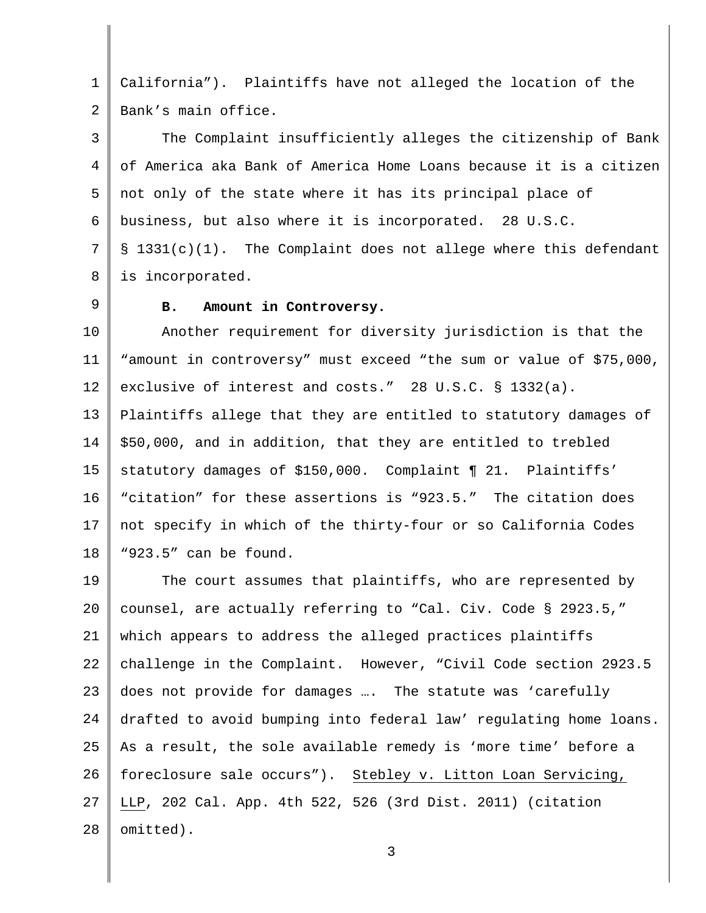California"). Plaintiffs have not alleged the location of the Bank's main office.

The Complaint insufficiently alleges the citizenship of Bank of America aka Bank of America Home Loans because it is a citizen not only of the state where it has its principal place of business, but also where it is incorporated. 28 U.S.C. § 1331(c)(1). The Complaint does not allege where this defendant is incorporated.

**B. Amount in Controversy.**

Another requirement for diversity jurisdiction is that the "amount in controversy" must exceed "the sum or value of $75,000, exclusive of interest and costs." 28 U.S.C. § 1332(a). Plaintiffs allege that they are entitled to statutory damages of $50,000, and in addition, that they are entitled to trebled statutory damages of $150,000. Complaint ¶ 21. Plaintiffs' "citation" for these assertions is "923.5." The citation does not specify in which of the thirty-four or so California Codes "923.5" can be found.

The court assumes that plaintiffs, who are represented by counsel, are actually referring to "Cal. Civ. Code § 2923.5," which appears to address the alleged practices plaintiffs challenge in the Complaint. However, "Civil Code section 2923.5 does not provide for damages …. The statute was 'carefully drafted to avoid bumping into federal law' regulating home loans. As a result, the sole available remedy is 'more time' before a foreclosure sale occurs"). Stebley v. Litton Loan Servicing, LLP, 202 Cal. App. 4th 522, 526 (3rd Dist. 2011) (citation omitted).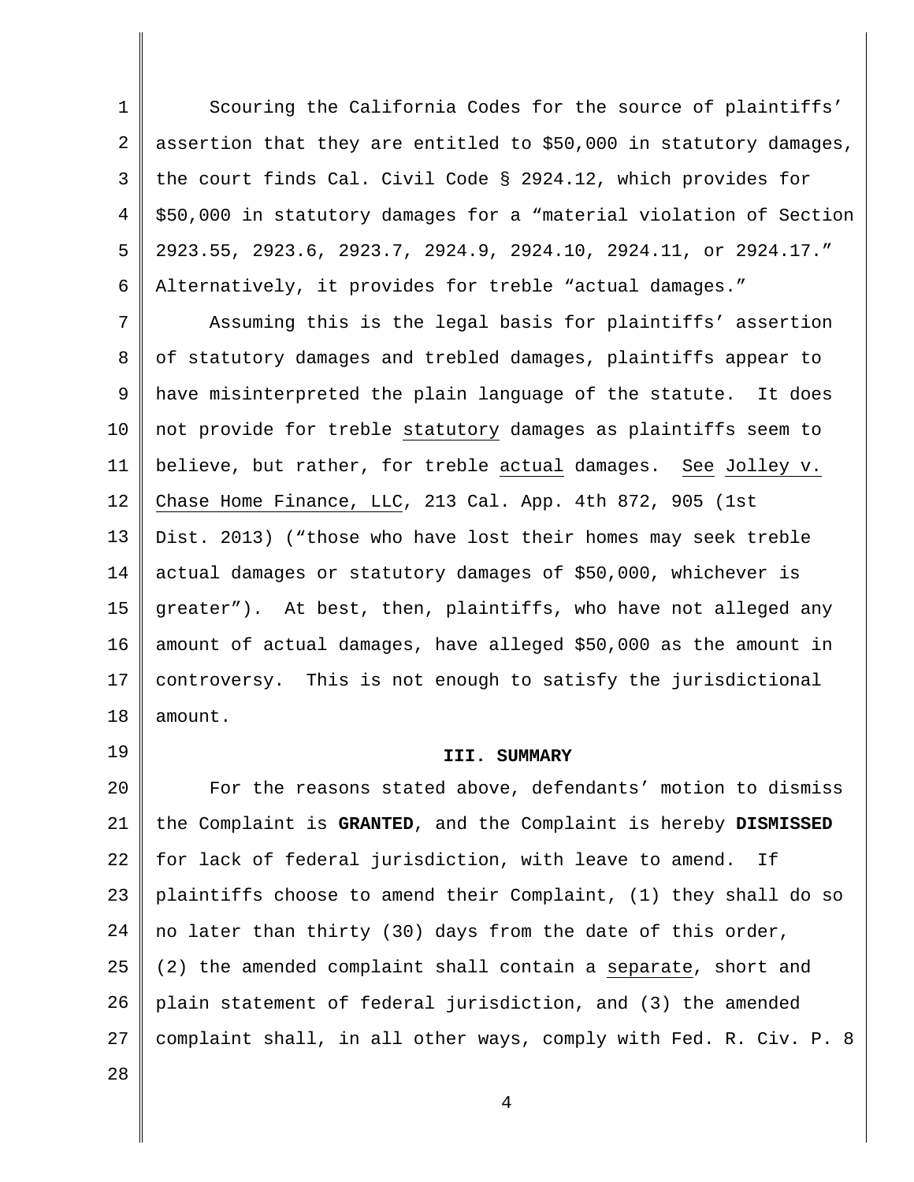Scouring the California Codes for the source of plaintiffs' assertion that they are entitled to $50,000 in statutory damages, the court finds Cal. Civil Code § 2924.12, which provides for $50,000 in statutory damages for a "material violation of Section 2923.55, 2923.6, 2923.7, 2924.9, 2924.10, 2924.11, or 2924.17." Alternatively, it provides for treble "actual damages."

Assuming this is the legal basis for plaintiffs' assertion of statutory damages and trebled damages, plaintiffs appear to have misinterpreted the plain language of the statute. It does not provide for treble statutory damages as plaintiffs seem to believe, but rather, for treble actual damages. See Jolley v. Chase Home Finance, LLC, 213 Cal. App. 4th 872, 905 (1st Dist. 2013) ("those who have lost their homes may seek treble actual damages or statutory damages of $50,000, whichever is greater"). At best, then, plaintiffs, who have not alleged any amount of actual damages, have alleged $50,000 as the amount in controversy. This is not enough to satisfy the jurisdictional amount.

### III. SUMMARY

For the reasons stated above, defendants' motion to dismiss the Complaint is **GRANTED**, and the Complaint is hereby **DISMISSED** for lack of federal jurisdiction, with leave to amend. If plaintiffs choose to amend their Complaint, (1) they shall do so no later than thirty (30) days from the date of this order, (2) the amended complaint shall contain a separate, short and plain statement of federal jurisdiction, and (3) the amended complaint shall, in all other ways, comply with Fed. R. Civ. P. 8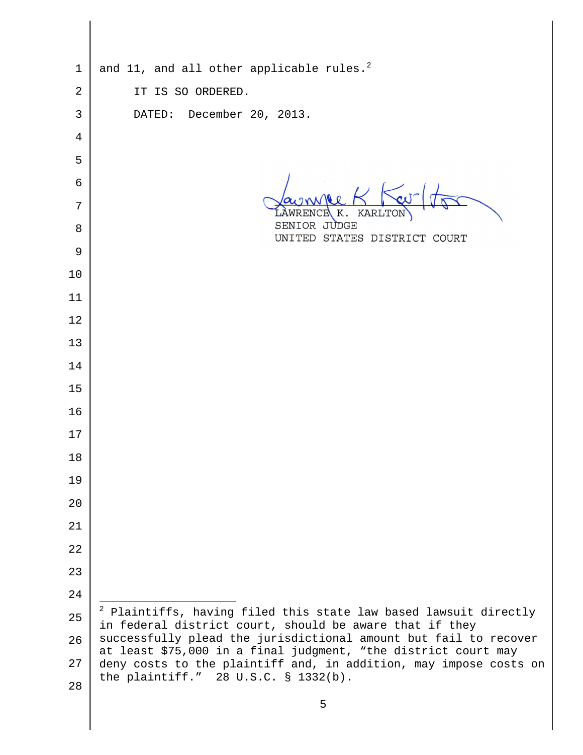and 11, and all other applicable rules.[2]

IT IS SO ORDERED.

DATED: December 20, 2013.

LAWRENCE K. KARLTON
SENIOR JUDGE
UNITED STATES DISTRICT COURT

---

[2] Plaintiffs, having filed this state law based lawsuit directly in federal district court, should be aware that if they successfully plead the jurisdictional amount but fail to recover at least $75,000 in a final judgment, "the district court may deny costs to the plaintiff and, in addition, may impose costs on the plaintiff." 28 U.S.C. § 1332(b).